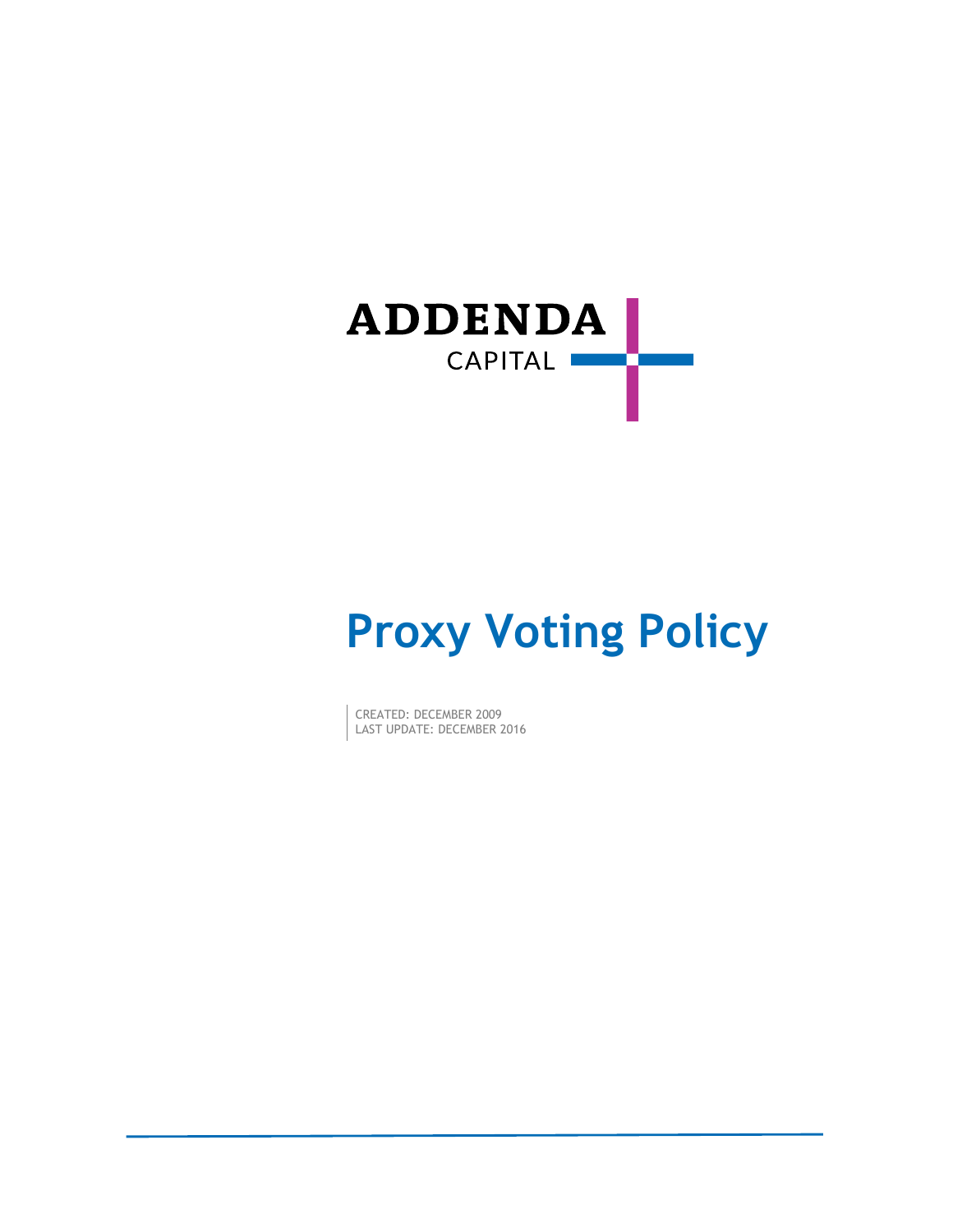ADDENDA

CAPITAL

# Proxy Voting Policy

CREATED: DECEMBER 2009
LAST UPDATE: DECEMBER 2016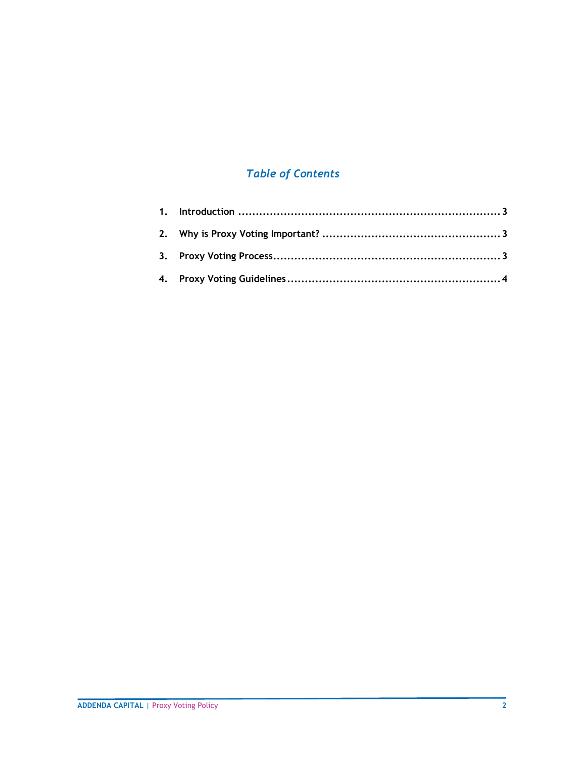## *Table of Contents*

1. **Introduction** ........................................................................ 3
2. **Why is Proxy Voting Important?** .................................................. 3
3. **Proxy Voting Process** ................................................................ 3
4. **Proxy Voting Guidelines** ............................................................ 4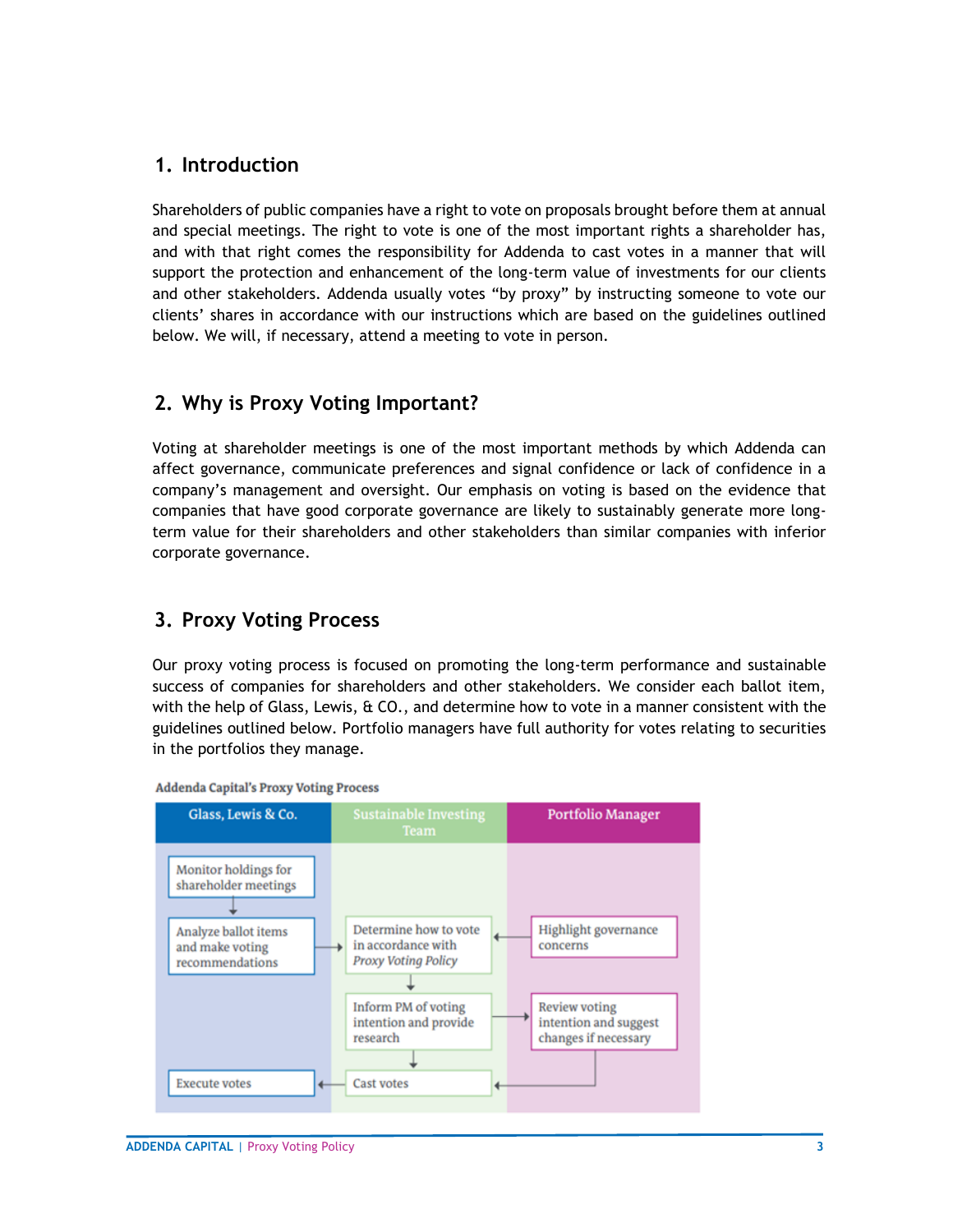## 1. Introduction

Shareholders of public companies have a right to vote on proposals brought before them at annual and special meetings. The right to vote is one of the most important rights a shareholder has, and with that right comes the responsibility for Addenda to cast votes in a manner that will support the protection and enhancement of the long-term value of investments for our clients and other stakeholders. Addenda usually votes "by proxy" by instructing someone to vote our clients' shares in accordance with our instructions which are based on the guidelines outlined below. We will, if necessary, attend a meeting to vote in person.

## 2. Why is Proxy Voting Important?

Voting at shareholder meetings is one of the most important methods by which Addenda can affect governance, communicate preferences and signal confidence or lack of confidence in a company's management and oversight. Our emphasis on voting is based on the evidence that companies that have good corporate governance are likely to sustainably generate more long-term value for their shareholders and other stakeholders than similar companies with inferior corporate governance.

## 3. Proxy Voting Process

Our proxy voting process is focused on promoting the long-term performance and sustainable success of companies for shareholders and other stakeholders. We consider each ballot item, with the help of Glass, Lewis, & CO., and determine how to vote in a manner consistent with the guidelines outlined below. Portfolio managers have full authority for votes relating to securities in the portfolios they manage.

**Addenda Capital's Proxy Voting Process**

| Glass, Lewis & Co. | Sustainable Investing Team | Portfolio Manager |
|---|---|---|
| Monitor holdings for shareholder meetings | | |
| Analyze ballot items and make voting recommendations → | Determine how to vote in accordance with *Proxy Voting Policy* | ← Highlight governance concerns |
| | Inform PM of voting intention and provide research → | Review voting intention and suggest changes if necessary |
| Execute votes | ← Cast votes | ← |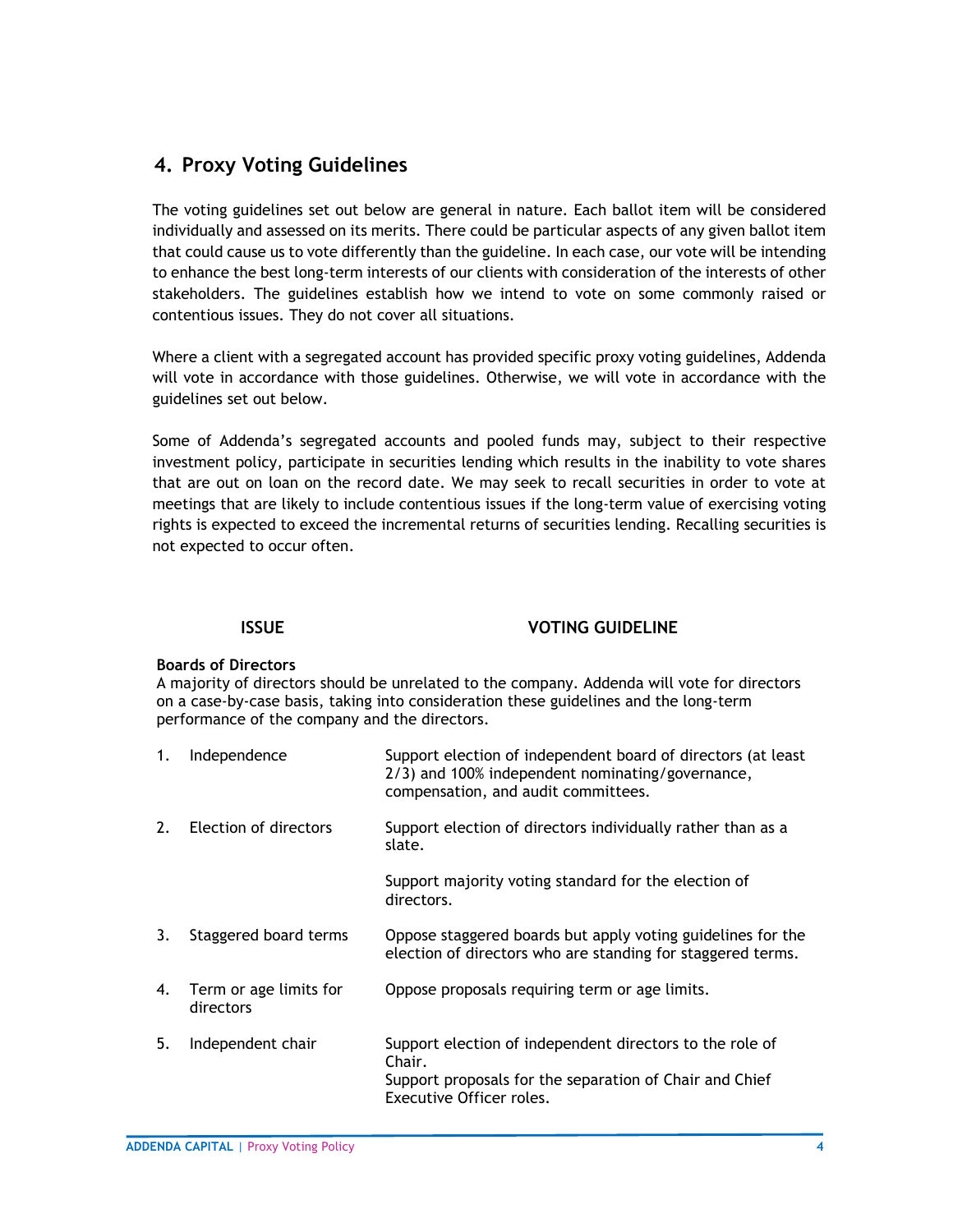## 4. Proxy Voting Guidelines

The voting guidelines set out below are general in nature. Each ballot item will be considered individually and assessed on its merits. There could be particular aspects of any given ballot item that could cause us to vote differently than the guideline. In each case, our vote will be intending to enhance the best long-term interests of our clients with consideration of the interests of other stakeholders. The guidelines establish how we intend to vote on some commonly raised or contentious issues. They do not cover all situations.

Where a client with a segregated account has provided specific proxy voting guidelines, Addenda will vote in accordance with those guidelines. Otherwise, we will vote in accordance with the guidelines set out below.

Some of Addenda's segregated accounts and pooled funds may, subject to their respective investment policy, participate in securities lending which results in the inability to vote shares that are out on loan on the record date. We may seek to recall securities in order to vote at meetings that are likely to include contentious issues if the long-term value of exercising voting rights is expected to exceed the incremental returns of securities lending. Recalling securities is not expected to occur often.

| | ISSUE | VOTING GUIDELINE |
|---|---|---|

**Boards of Directors**

A majority of directors should be unrelated to the company. Addenda will vote for directors on a case-by-case basis, taking into consideration these guidelines and the long-term performance of the company and the directors.

| | Issue | Voting Guideline |
|---|---|---|
| 1. | Independence | Support election of independent board of directors (at least 2/3) and 100% independent nominating/governance, compensation, and audit committees. |
| 2. | Election of directors | Support election of directors individually rather than as a slate.<br><br>Support majority voting standard for the election of directors. |
| 3. | Staggered board terms | Oppose staggered boards but apply voting guidelines for the election of directors who are standing for staggered terms. |
| 4. | Term or age limits for directors | Oppose proposals requiring term or age limits. |
| 5. | Independent chair | Support election of independent directors to the role of Chair.<br>Support proposals for the separation of Chair and Chief Executive Officer roles. |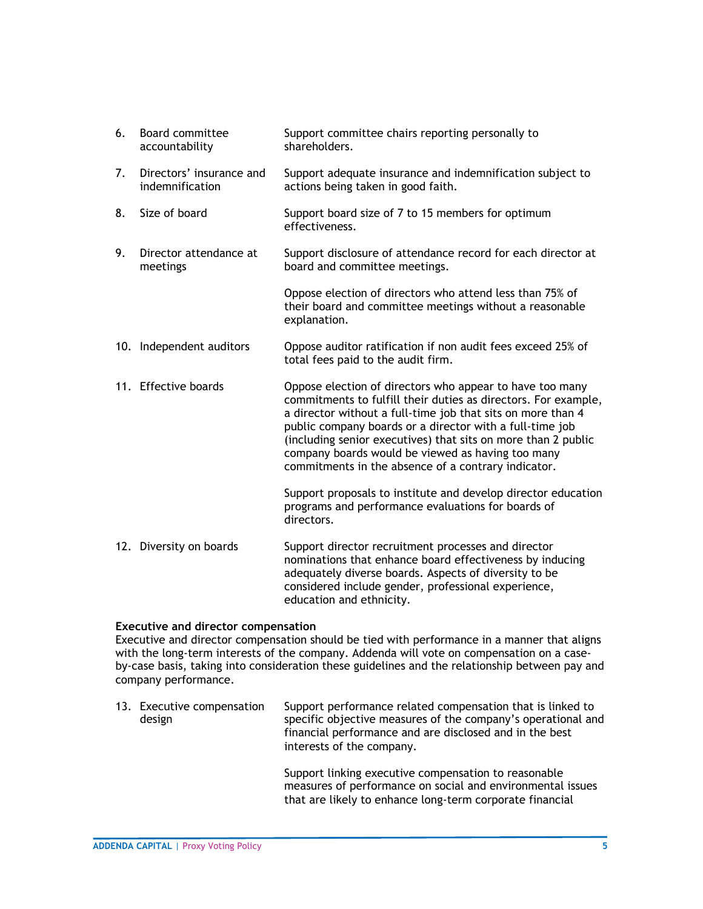| | | |
|---|---|---|
| 6. | Board committee accountability | Support committee chairs reporting personally to shareholders. |
| 7. | Directors' insurance and indemnification | Support adequate insurance and indemnification subject to actions being taken in good faith. |
| 8. | Size of board | Support board size of 7 to 15 members for optimum effectiveness. |
| 9. | Director attendance at meetings | Support disclosure of attendance record for each director at board and committee meetings.<br><br>Oppose election of directors who attend less than 75% of their board and committee meetings without a reasonable explanation. |
| 10. | Independent auditors | Oppose auditor ratification if non audit fees exceed 25% of total fees paid to the audit firm. |
| 11. | Effective boards | Oppose election of directors who appear to have too many commitments to fulfill their duties as directors. For example, a director without a full-time job that sits on more than 4 public company boards or a director with a full-time job (including senior executives) that sits on more than 2 public company boards would be viewed as having too many commitments in the absence of a contrary indicator.<br><br>Support proposals to institute and develop director education programs and performance evaluations for boards of directors. |
| 12. | Diversity on boards | Support director recruitment processes and director nominations that enhance board effectiveness by inducing adequately diverse boards. Aspects of diversity to be considered include gender, professional experience, education and ethnicity. |

**Executive and director compensation**

Executive and director compensation should be tied with performance in a manner that aligns with the long-term interests of the company. Addenda will vote on compensation on a case-by-case basis, taking into consideration these guidelines and the relationship between pay and company performance.

| | | |
|---|---|---|
| 13. | Executive compensation design | Support performance related compensation that is linked to specific objective measures of the company's operational and financial performance and are disclosed and in the best interests of the company.<br><br>Support linking executive compensation to reasonable measures of performance on social and environmental issues that are likely to enhance long-term corporate financial |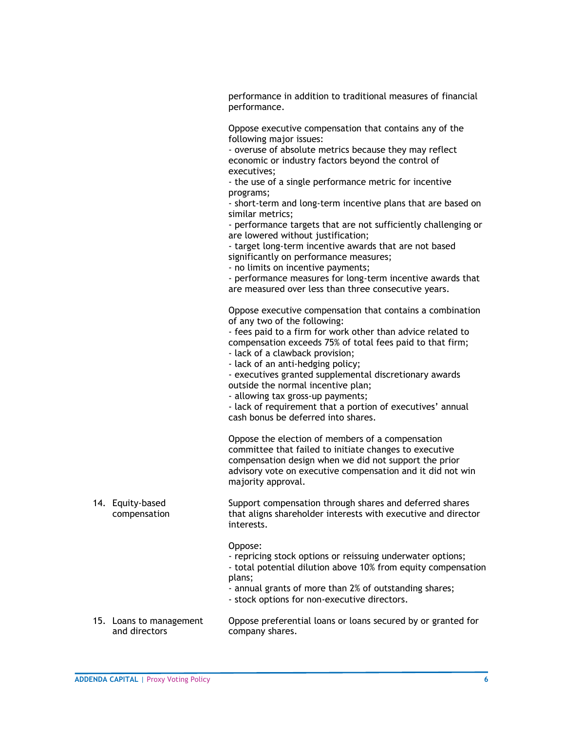performance in addition to traditional measures of financial performance.

Oppose executive compensation that contains any of the following major issues:
- overuse of absolute metrics because they may reflect economic or industry factors beyond the control of executives;
- the use of a single performance metric for incentive programs;
- short-term and long-term incentive plans that are based on similar metrics;
- performance targets that are not sufficiently challenging or are lowered without justification;
- target long-term incentive awards that are not based significantly on performance measures;
- no limits on incentive payments;
- performance measures for long-term incentive awards that are measured over less than three consecutive years.

Oppose executive compensation that contains a combination of any two of the following:
- fees paid to a firm for work other than advice related to compensation exceeds 75% of total fees paid to that firm;
- lack of a clawback provision;
- lack of an anti-hedging policy;
- executives granted supplemental discretionary awards outside the normal incentive plan;
- allowing tax gross-up payments;
- lack of requirement that a portion of executives' annual cash bonus be deferred into shares.

Oppose the election of members of a compensation committee that failed to initiate changes to executive compensation design when we did not support the prior advisory vote on executive compensation and it did not win majority approval.

**14. Equity-based compensation**

Support compensation through shares and deferred shares that aligns shareholder interests with executive and director interests.

Oppose:
- repricing stock options or reissuing underwater options;
- total potential dilution above 10% from equity compensation plans;
- annual grants of more than 2% of outstanding shares;
- stock options for non-executive directors.

**15. Loans to management and directors**

Oppose preferential loans or loans secured by or granted for company shares.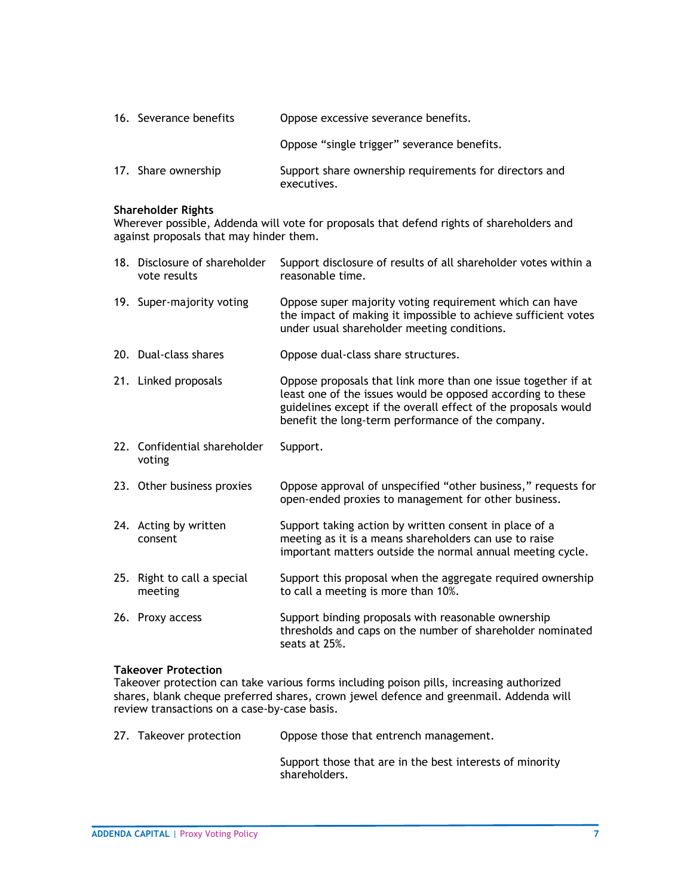| | |
|---|---|
| 16. Severance benefits | Oppose excessive severance benefits. |
| | Oppose “single trigger” severance benefits. |
| 17. Share ownership | Support share ownership requirements for directors and executives. |

**Shareholder Rights**
Wherever possible, Addenda will vote for proposals that defend rights of shareholders and against proposals that may hinder them.

| | |
|---|---|
| 18. Disclosure of shareholder vote results | Support disclosure of results of all shareholder votes within a reasonable time. |
| 19. Super-majority voting | Oppose super majority voting requirement which can have the impact of making it impossible to achieve sufficient votes under usual shareholder meeting conditions. |
| 20. Dual-class shares | Oppose dual-class share structures. |
| 21. Linked proposals | Oppose proposals that link more than one issue together if at least one of the issues would be opposed according to these guidelines except if the overall effect of the proposals would benefit the long-term performance of the company. |
| 22. Confidential shareholder voting | Support. |
| 23. Other business proxies | Oppose approval of unspecified “other business,” requests for open-ended proxies to management for other business. |
| 24. Acting by written consent | Support taking action by written consent in place of a meeting as it is a means shareholders can use to raise important matters outside the normal annual meeting cycle. |
| 25. Right to call a special meeting | Support this proposal when the aggregate required ownership to call a meeting is more than 10%. |
| 26. Proxy access | Support binding proposals with reasonable ownership thresholds and caps on the number of shareholder nominated seats at 25%. |

**Takeover Protection**
Takeover protection can take various forms including poison pills, increasing authorized shares, blank cheque preferred shares, crown jewel defence and greenmail. Addenda will review transactions on a case-by-case basis.

| | |
|---|---|
| 27. Takeover protection | Oppose those that entrench management. |
| | Support those that are in the best interests of minority shareholders. |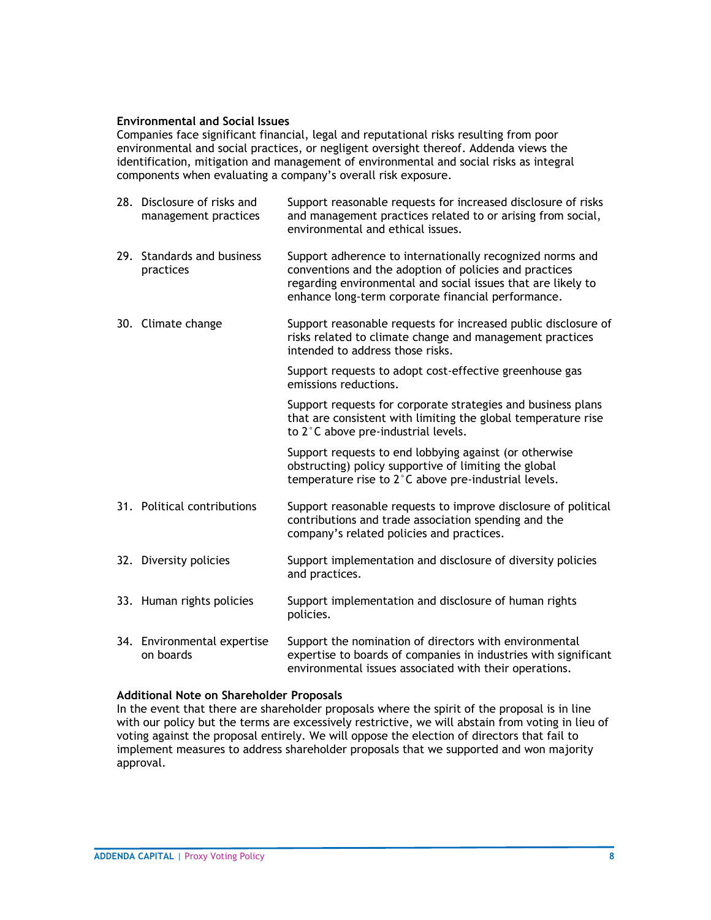**Environmental and Social Issues**

Companies face significant financial, legal and reputational risks resulting from poor environmental and social practices, or negligent oversight thereof. Addenda views the identification, mitigation and management of environmental and social risks as integral components when evaluating a company's overall risk exposure.

| | | |
|---|---|---|
| 28. | Disclosure of risks and management practices | Support reasonable requests for increased disclosure of risks and management practices related to or arising from social, environmental and ethical issues. |
| 29. | Standards and business practices | Support adherence to internationally recognized norms and conventions and the adoption of policies and practices regarding environmental and social issues that are likely to enhance long-term corporate financial performance. |
| 30. | Climate change | Support reasonable requests for increased public disclosure of risks related to climate change and management practices intended to address those risks. |
| | | Support requests to adopt cost-effective greenhouse gas emissions reductions. |
| | | Support requests for corporate strategies and business plans that are consistent with limiting the global temperature rise to 2°C above pre-industrial levels. |
| | | Support requests to end lobbying against (or otherwise obstructing) policy supportive of limiting the global temperature rise to 2°C above pre-industrial levels. |
| 31. | Political contributions | Support reasonable requests to improve disclosure of political contributions and trade association spending and the company's related policies and practices. |
| 32. | Diversity policies | Support implementation and disclosure of diversity policies and practices. |
| 33. | Human rights policies | Support implementation and disclosure of human rights policies. |
| 34. | Environmental expertise on boards | Support the nomination of directors with environmental expertise to boards of companies in industries with significant environmental issues associated with their operations. |

**Additional Note on Shareholder Proposals**

In the event that there are shareholder proposals where the spirit of the proposal is in line with our policy but the terms are excessively restrictive, we will abstain from voting in lieu of voting against the proposal entirely. We will oppose the election of directors that fail to implement measures to address shareholder proposals that we supported and won majority approval.